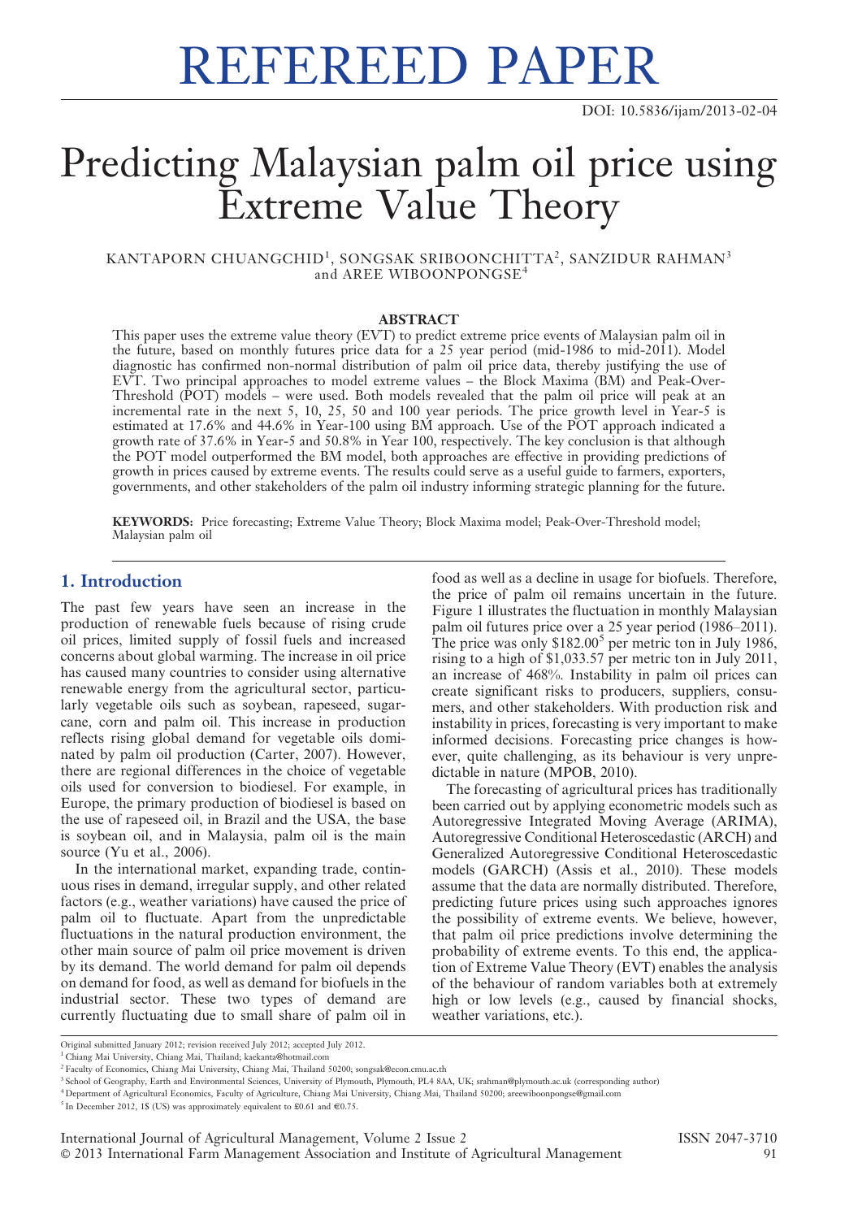# REFEREED PAPER

DOI: 10.5836/ijam/2013-02-04

# Predicting Malaysian palm oil price using Extreme Value Theory

KANTAPORN CHUANGCHID[1], SONGSAK SRIBOONCHITTA[2], SANZIDUR RAHMAN[3] and AREE WIBOONPONGSE[4]

## ABSTRACT

This paper uses the extreme value theory (EVT) to predict extreme price events of Malaysian palm oil in the future, based on monthly futures price data for a 25 year period (mid-1986 to mid-2011). Model diagnostic has confirmed non-normal distribution of palm oil price data, thereby justifying the use of EVT. Two principal approaches to model extreme values – the Block Maxima (BM) and Peak-Over-Threshold (POT) models – were used. Both models revealed that the palm oil price will peak at an incremental rate in the next 5, 10, 25, 50 and 100 year periods. The price growth level in Year-5 is estimated at 17.6% and 44.6% in Year-100 using BM approach. Use of the POT approach indicated a growth rate of 37.6% in Year-5 and 50.8% in Year 100, respectively. The key conclusion is that although the POT model outperformed the BM model, both approaches are effective in providing predictions of growth in prices caused by extreme events. The results could serve as a useful guide to farmers, exporters, governments, and other stakeholders of the palm oil industry informing strategic planning for the future.

**KEYWORDS:** Price forecasting; Extreme Value Theory; Block Maxima model; Peak-Over-Threshold model; Malaysian palm oil

## 1. Introduction

The past few years have seen an increase in the production of renewable fuels because of rising crude oil prices, limited supply of fossil fuels and increased concerns about global warming. The increase in oil price has caused many countries to consider using alternative renewable energy from the agricultural sector, particularly vegetable oils such as soybean, rapeseed, sugarcane, corn and palm oil. This increase in production reflects rising global demand for vegetable oils dominated by palm oil production (Carter, 2007). However, there are regional differences in the choice of vegetable oils used for conversion to biodiesel. For example, in Europe, the primary production of biodiesel is based on the use of rapeseed oil, in Brazil and the USA, the base is soybean oil, and in Malaysia, palm oil is the main source (Yu et al., 2006).

In the international market, expanding trade, continuous rises in demand, irregular supply, and other related factors (e.g., weather variations) have caused the price of palm oil to fluctuate. Apart from the unpredictable fluctuations in the natural production environment, the other main source of palm oil price movement is driven by its demand. The world demand for palm oil depends on demand for food, as well as demand for biofuels in the industrial sector. These two types of demand are currently fluctuating due to small share of palm oil in food as well as a decline in usage for biofuels. Therefore, the price of palm oil remains uncertain in the future. Figure 1 illustrates the fluctuation in monthly Malaysian palm oil futures price over a 25 year period (1986–2011). The price was only \$182.00[5] per metric ton in July 1986, rising to a high of \$1,033.57 per metric ton in July 2011, an increase of 468%. Instability in palm oil prices can create significant risks to producers, suppliers, consumers, and other stakeholders. With production risk and instability in prices, forecasting is very important to make informed decisions. Forecasting price changes is however, quite challenging, as its behaviour is very unpredictable in nature (MPOB, 2010).

The forecasting of agricultural prices has traditionally been carried out by applying econometric models such as Autoregressive Integrated Moving Average (ARIMA), Autoregressive Conditional Heteroscedastic (ARCH) and Generalized Autoregressive Conditional Heteroscedastic models (GARCH) (Assis et al., 2010). These models assume that the data are normally distributed. Therefore, predicting future prices using such approaches ignores the possibility of extreme events. We believe, however, that palm oil price predictions involve determining the probability of extreme events. To this end, the application of Extreme Value Theory (EVT) enables the analysis of the behaviour of random variables both at extremely high or low levels (e.g., caused by financial shocks, weather variations, etc.).

---

Original submitted January 2012; revision received July 2012; accepted July 2012.

[1] Chiang Mai University, Chiang Mai, Thailand; kaekanta@hotmail.com

[2] Faculty of Economics, Chiang Mai University, Chiang Mai, Thailand 50200; songsak@econ.cmu.ac.th

[3] School of Geography, Earth and Environmental Sciences, University of Plymouth, Plymouth, PL4 8AA, UK; srahman@plymouth.ac.uk (corresponding author)

[4] Department of Agricultural Economics, Faculty of Agriculture, Chiang Mai University, Chiang Mai, Thailand 50200; areewiboonpongse@gmail.com

[5] In December 2012, 1\$ (US) was approximately equivalent to £0.61 and €0.75.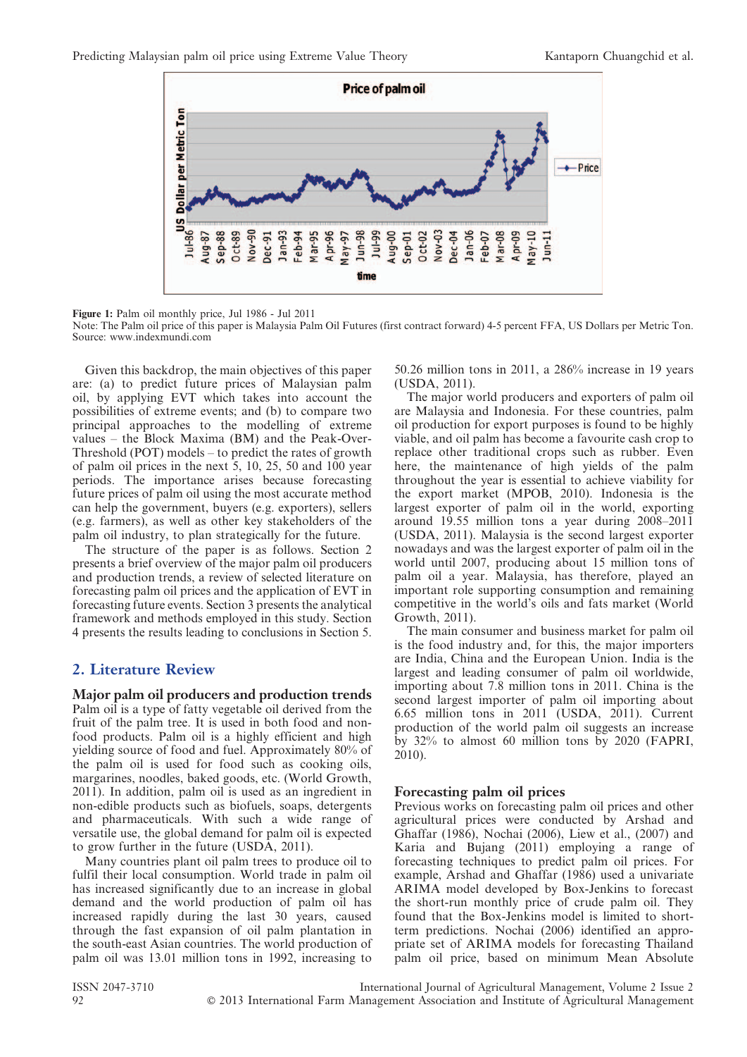Price of palm oil

US Dollar per Metric Ton

Price

Jul-86
Aug-87
Sep-88
Oct-89
Nov-90
Dec-91
Jan-93
Feb-94
Mar-95
Apr-96
May-97
Jun-98
Jul-99
Aug-00
Sep-01
Oct-02
Nov-03
Dec-04
Jan-06
Feb-07
Mar-08
Apr-09
May-10
Jun-11

time

**Figure 1:** Palm oil monthly price, Jul 1986 - Jul 2011
Note: The Palm oil price of this paper is Malaysia Palm Oil Futures (first contract forward) 4-5 percent FFA, US Dollars per Metric Ton.
Source: www.indexmundi.com

Given this backdrop, the main objectives of this paper are: (a) to predict future prices of Malaysian palm oil, by applying EVT which takes into account the possibilities of extreme events; and (b) to compare two principal approaches to the modelling of extreme values – the Block Maxima (BM) and the Peak-Over-Threshold (POT) models – to predict the rates of growth of palm oil prices in the next 5, 10, 25, 50 and 100 year periods. The importance arises because forecasting future prices of palm oil using the most accurate method can help the government, buyers (e.g. exporters), sellers (e.g. farmers), as well as other key stakeholders of the palm oil industry, to plan strategically for the future.

The structure of the paper is as follows. Section 2 presents a brief overview of the major palm oil producers and production trends, a review of selected literature on forecasting palm oil prices and the application of EVT in forecasting future events. Section 3 presents the analytical framework and methods employed in this study. Section 4 presents the results leading to conclusions in Section 5.

## 2. Literature Review

### Major palm oil producers and production trends

Palm oil is a type of fatty vegetable oil derived from the fruit of the palm tree. It is used in both food and non-food products. Palm oil is a highly efficient and high yielding source of food and fuel. Approximately 80% of the palm oil is used for food such as cooking oils, margarines, noodles, baked goods, etc. (World Growth, 2011). In addition, palm oil is used as an ingredient in non-edible products such as biofuels, soaps, detergents and pharmaceuticals. With such a wide range of versatile use, the global demand for palm oil is expected to grow further in the future (USDA, 2011).

Many countries plant oil palm trees to produce oil to fulfil their local consumption. World trade in palm oil has increased significantly due to an increase in global demand and the world production of palm oil has increased rapidly during the last 30 years, caused through the fast expansion of oil palm plantation in the south-east Asian countries. The world production of palm oil was 13.01 million tons in 1992, increasing to 50.26 million tons in 2011, a 286% increase in 19 years (USDA, 2011).

The major world producers and exporters of palm oil are Malaysia and Indonesia. For these countries, palm oil production for export purposes is found to be highly viable, and oil palm has become a favourite cash crop to replace other traditional crops such as rubber. Even here, the maintenance of high yields of the palm throughout the year is essential to achieve viability for the export market (MPOB, 2010). Indonesia is the largest exporter of palm oil in the world, exporting around 19.55 million tons a year during 2008–2011 (USDA, 2011). Malaysia is the second largest exporter nowadays and was the largest exporter of palm oil in the world until 2007, producing about 15 million tons of palm oil a year. Malaysia, has therefore, played an important role supporting consumption and remaining competitive in the world's oils and fats market (World Growth, 2011).

The main consumer and business market for palm oil is the food industry and, for this, the major importers are India, China and the European Union. India is the largest and leading consumer of palm oil worldwide, importing about 7.8 million tons in 2011. China is the second largest importer of palm oil importing about 6.65 million tons in 2011 (USDA, 2011). Current production of the world palm oil suggests an increase by 32% to almost 60 million tons by 2020 (FAPRI, 2010).

### Forecasting palm oil prices

Previous works on forecasting palm oil prices and other agricultural prices were conducted by Arshad and Ghaffar (1986), Nochai (2006), Liew et al., (2007) and Karia and Bujang (2011) employing a range of forecasting techniques to predict palm oil prices. For example, Arshad and Ghaffar (1986) used a univariate ARIMA model developed by Box-Jenkins to forecast the short-run monthly price of crude palm oil. They found that the Box-Jenkins model is limited to short-term predictions. Nochai (2006) identified an appropriate set of ARIMA models for forecasting Thailand palm oil price, based on minimum Mean Absolute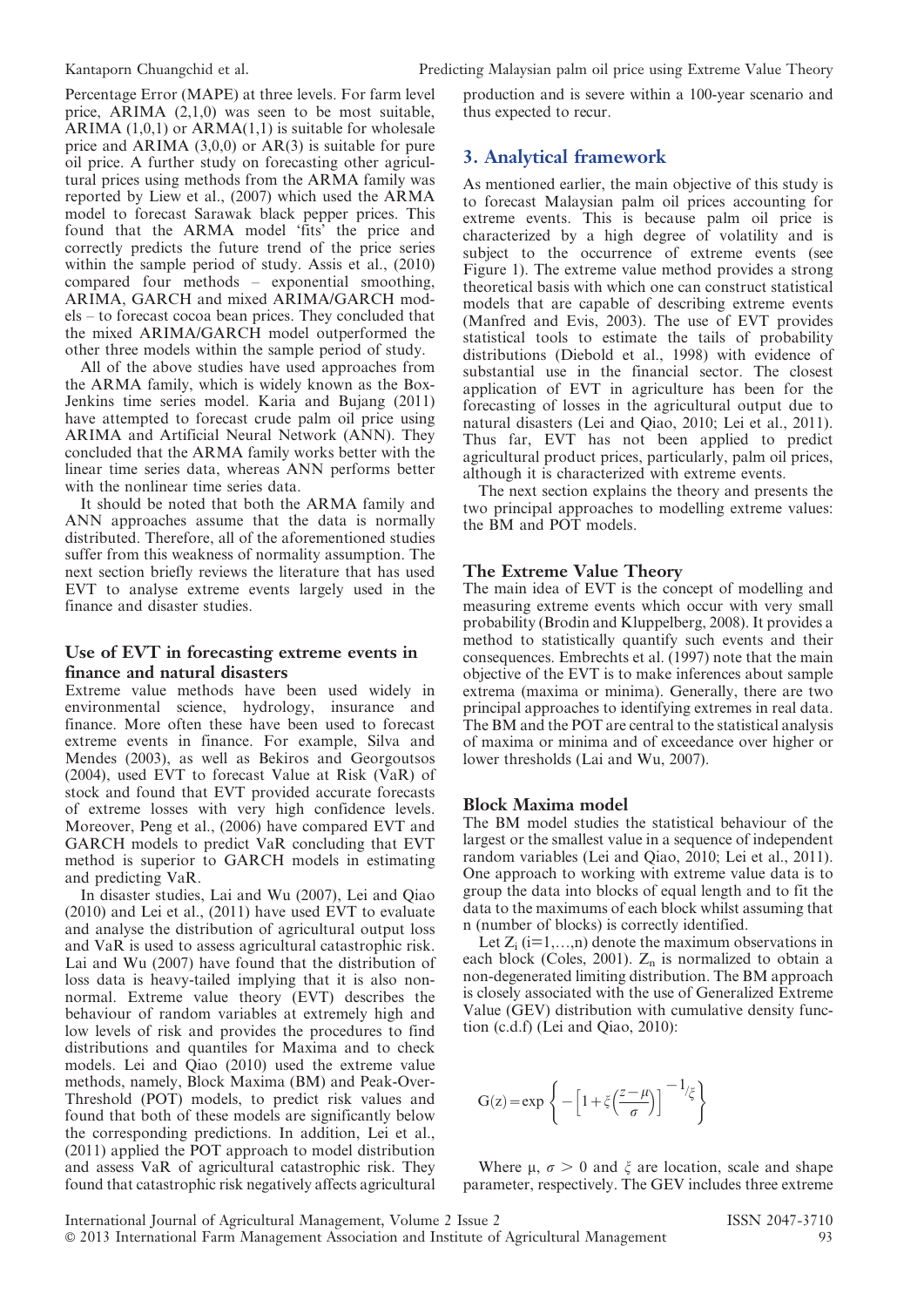Percentage Error (MAPE) at three levels. For farm level price, ARIMA (2,1,0) was seen to be most suitable, ARIMA (1,0,1) or ARMA(1,1) is suitable for wholesale price and ARIMA (3,0,0) or AR(3) is suitable for pure oil price. A further study on forecasting other agricultural prices using methods from the ARMA family was reported by Liew et al., (2007) which used the ARMA model to forecast Sarawak black pepper prices. This found that the ARMA model 'fits' the price and correctly predicts the future trend of the price series within the sample period of study. Assis et al., (2010) compared four methods – exponential smoothing, ARIMA, GARCH and mixed ARIMA/GARCH models – to forecast cocoa bean prices. They concluded that the mixed ARIMA/GARCH model outperformed the other three models within the sample period of study.

All of the above studies have used approaches from the ARMA family, which is widely known as the Box-Jenkins time series model. Karia and Bujang (2011) have attempted to forecast crude palm oil price using ARIMA and Artificial Neural Network (ANN). They concluded that the ARMA family works better with the linear time series data, whereas ANN performs better with the nonlinear time series data.

It should be noted that both the ARMA family and ANN approaches assume that the data is normally distributed. Therefore, all of the aforementioned studies suffer from this weakness of normality assumption. The next section briefly reviews the literature that has used EVT to analyse extreme events largely used in the finance and disaster studies.

### Use of EVT in forecasting extreme events in finance and natural disasters

Extreme value methods have been used widely in environmental science, hydrology, insurance and finance. More often these have been used to forecast extreme events in finance. For example, Silva and Mendes (2003), as well as Bekiros and Georgoutsos (2004), used EVT to forecast Value at Risk (VaR) of stock and found that EVT provided accurate forecasts of extreme losses with very high confidence levels. Moreover, Peng et al., (2006) have compared EVT and GARCH models to predict VaR concluding that EVT method is superior to GARCH models in estimating and predicting VaR.

In disaster studies, Lai and Wu (2007), Lei and Qiao (2010) and Lei et al., (2011) have used EVT to evaluate and analyse the distribution of agricultural output loss and VaR is used to assess agricultural catastrophic risk. Lai and Wu (2007) have found that the distribution of loss data is heavy-tailed implying that it is also non-normal. Extreme value theory (EVT) describes the behaviour of random variables at extremely high and low levels of risk and provides the procedures to find distributions and quantiles for Maxima and to check models. Lei and Qiao (2010) used the extreme value methods, namely, Block Maxima (BM) and Peak-Over-Threshold (POT) models, to predict risk values and found that both of these models are significantly below the corresponding predictions. In addition, Lei et al., (2011) applied the POT approach to model distribution and assess VaR of agricultural catastrophic risk. They found that catastrophic risk negatively affects agricultural production and is severe within a 100-year scenario and thus expected to recur.

## 3. Analytical framework

As mentioned earlier, the main objective of this study is to forecast Malaysian palm oil prices accounting for extreme events. This is because palm oil price is characterized by a high degree of volatility and is subject to the occurrence of extreme events (see Figure 1). The extreme value method provides a strong theoretical basis with which one can construct statistical models that are capable of describing extreme events (Manfred and Evis, 2003). The use of EVT provides statistical tools to estimate the tails of probability distributions (Diebold et al., 1998) with evidence of substantial use in the financial sector. The closest application of EVT in agriculture has been for the forecasting of losses in the agricultural output due to natural disasters (Lei and Qiao, 2010; Lei et al., 2011). Thus far, EVT has not been applied to predict agricultural product prices, particularly, palm oil prices, although it is characterized with extreme events.

The next section explains the theory and presents the two principal approaches to modelling extreme values: the BM and POT models.

### The Extreme Value Theory

The main idea of EVT is the concept of modelling and measuring extreme events which occur with very small probability (Brodin and Kluppelberg, 2008). It provides a method to statistically quantify such events and their consequences. Embrechts et al. (1997) note that the main objective of the EVT is to make inferences about sample extrema (maxima or minima). Generally, there are two principal approaches to identifying extremes in real data. The BM and the POT are central to the statistical analysis of maxima or minima and of exceedance over higher or lower thresholds (Lai and Wu, 2007).

### Block Maxima model

The BM model studies the statistical behaviour of the largest or the smallest value in a sequence of independent random variables (Lei and Qiao, 2010; Lei et al., 2011). One approach to working with extreme value data is to group the data into blocks of equal length and to fit the data to the maximums of each block whilst assuming that n (number of blocks) is correctly identified.

Let $Z_i$ (i=1,…,n) denote the maximum observations in each block (Coles, 2001). $Z_n$ is normalized to obtain a non-degenerated limiting distribution. The BM approach is closely associated with the use of Generalized Extreme Value (GEV) distribution with cumulative density function (c.d.f) (Lei and Qiao, 2010):

$$G(z) = \exp\left\{-\left[1+\xi\left(\frac{z-\mu}{\sigma}\right)\right]^{-1/\xi}\right\}$$

Where μ, $\sigma > 0$ and $\xi$ are location, scale and shape parameter, respectively. The GEV includes three extreme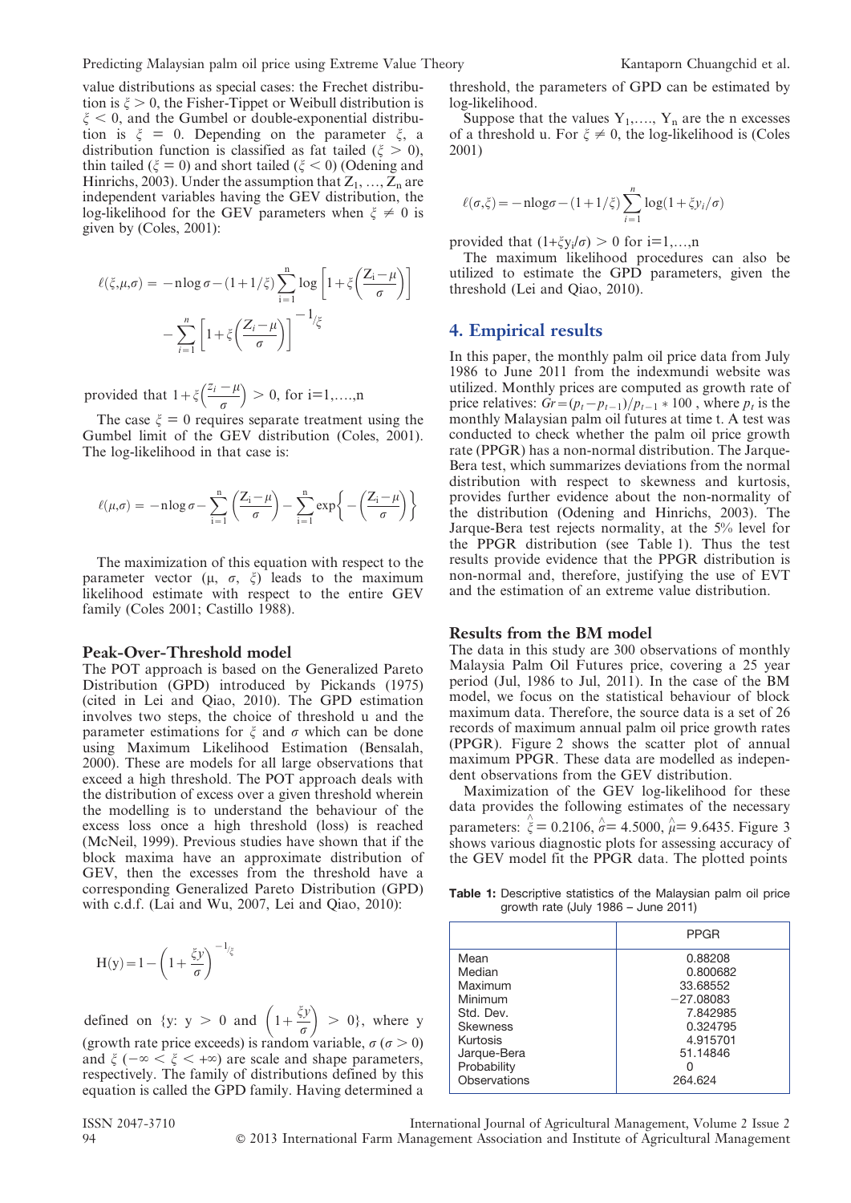value distributions as special cases: the Frechet distribution is $\xi > 0$, the Fisher-Tippet or Weibull distribution is $\xi < 0$, and the Gumbel or double-exponential distribution is $\xi = 0$. Depending on the parameter $\xi$, a distribution function is classified as fat tailed ($\xi > 0$), thin tailed ($\xi = 0$) and short tailed ($\xi < 0$) (Odening and Hinrichs, 2003). Under the assumption that $Z_1, \ldots, Z_n$ are independent variables having the GEV distribution, the log-likelihood for the GEV parameters when $\xi \neq 0$ is given by (Coles, 2001):

$$\ell(\xi,\mu,\sigma) = -n\log\sigma - (1+1/\xi)\sum_{i=1}^{n}\log\left[1+\xi\left(\frac{Z_i-\mu}{\sigma}\right)\right] - \sum_{i=1}^{n}\left[1+\xi\left(\frac{Z_i-\mu}{\sigma}\right)\right]^{-1/\xi}$$

provided that $1+\xi\left(\frac{z_i-\mu}{\sigma}\right) > 0$, for i=1,….,n

The case $\xi = 0$ requires separate treatment using the Gumbel limit of the GEV distribution (Coles, 2001). The log-likelihood in that case is:

$$\ell(\mu,\sigma) = -n\log\sigma - \sum_{i=1}^{n}\left(\frac{Z_i-\mu}{\sigma}\right) - \sum_{i=1}^{n}\exp\left\{-\left(\frac{Z_i-\mu}{\sigma}\right)\right\}$$

The maximization of this equation with respect to the parameter vector ($\mu$, $\sigma$, $\xi$) leads to the maximum likelihood estimate with respect to the entire GEV family (Coles 2001; Castillo 1988).

### Peak-Over-Threshold model

The POT approach is based on the Generalized Pareto Distribution (GPD) introduced by Pickands (1975) (cited in Lei and Qiao, 2010). The GPD estimation involves two steps, the choice of threshold u and the parameter estimations for $\xi$ and $\sigma$ which can be done using Maximum Likelihood Estimation (Bensalah, 2000). These are models for all large observations that exceed a high threshold. The POT approach deals with the distribution of excess over a given threshold wherein the modelling is to understand the behaviour of the excess loss once a high threshold (loss) is reached (McNeil, 1999). Previous studies have shown that if the block maxima have an approximate distribution of GEV, then the excesses from the threshold have a corresponding Generalized Pareto Distribution (GPD) with c.d.f. (Lai and Wu, 2007, Lei and Qiao, 2010):

$$H(y) = 1 - \left(1+\frac{\xi y}{\sigma}\right)^{-1/\xi}$$

defined on {y: y > 0 and $\left(1+\frac{\xi y}{\sigma}\right) > 0$}, where y (growth rate price exceeds) is random variable, $\sigma$ ($\sigma > 0$) and $\xi$ ($-\infty < \xi < +\infty$) are scale and shape parameters, respectively. The family of distributions defined by this equation is called the GPD family. Having determined a threshold, the parameters of GPD can be estimated by log-likelihood.

Suppose that the values $Y_1, \ldots, Y_n$ are the n excesses of a threshold u. For $\xi \neq 0$, the log-likelihood is (Coles 2001)

$$\ell(\sigma,\xi) = -n\log\sigma - (1+1/\xi)\sum_{i=1}^{n}\log(1+\xi y_i/\sigma)$$

provided that $(1+\xi y_i/\sigma) > 0$ for i=1,…,n

The maximum likelihood procedures can also be utilized to estimate the GPD parameters, given the threshold (Lei and Qiao, 2010).

## 4. Empirical results

In this paper, the monthly palm oil price data from July 1986 to June 2011 from the indexmundi website was utilized. Monthly prices are computed as growth rate of price relatives: $Gr = (p_t - p_{t-1})/p_{t-1} * 100$, where $p_t$ is the monthly Malaysian palm oil futures at time t. A test was conducted to check whether the palm oil price growth rate (PPGR) has a non-normal distribution. The Jarque-Bera test, which summarizes deviations from the normal distribution with respect to skewness and kurtosis, provides further evidence about the non-normality of the distribution (Odening and Hinrichs, 2003). The Jarque-Bera test rejects normality, at the 5% level for the PPGR distribution (see Table 1). Thus the test results provide evidence that the PPGR distribution is non-normal and, therefore, justifying the use of EVT and the estimation of an extreme value distribution.

### Results from the BM model

The data in this study are 300 observations of monthly Malaysia Palm Oil Futures price, covering a 25 year period (Jul, 1986 to Jul, 2011). In the case of the BM model, we focus on the statistical behaviour of block maximum data. Therefore, the source data is a set of 26 records of maximum annual palm oil price growth rates (PPGR). Figure 2 shows the scatter plot of annual maximum PPGR. These data are modelled as independent observations from the GEV distribution.

Maximization of the GEV log-likelihood for these data provides the following estimates of the necessary parameters: $\hat{\xi} = 0.2106$, $\hat{\sigma} = 4.5000$, $\hat{\mu} = 9.6435$. Figure 3 shows various diagnostic plots for assessing accuracy of the GEV model fit the PPGR data. The plotted points

**Table 1:** Descriptive statistics of the Malaysian palm oil price growth rate (July 1986 – June 2011)

| | PPGR |
|---|---|
| Mean | 0.88208 |
| Median | 0.800682 |
| Maximum | 33.68552 |
| Minimum | −27.08083 |
| Std. Dev. | 7.842985 |
| Skewness | 0.324795 |
| Kurtosis | 4.915701 |
| Jarque-Bera | 51.14846 |
| Probability | 0 |
| Observations | 264.624 |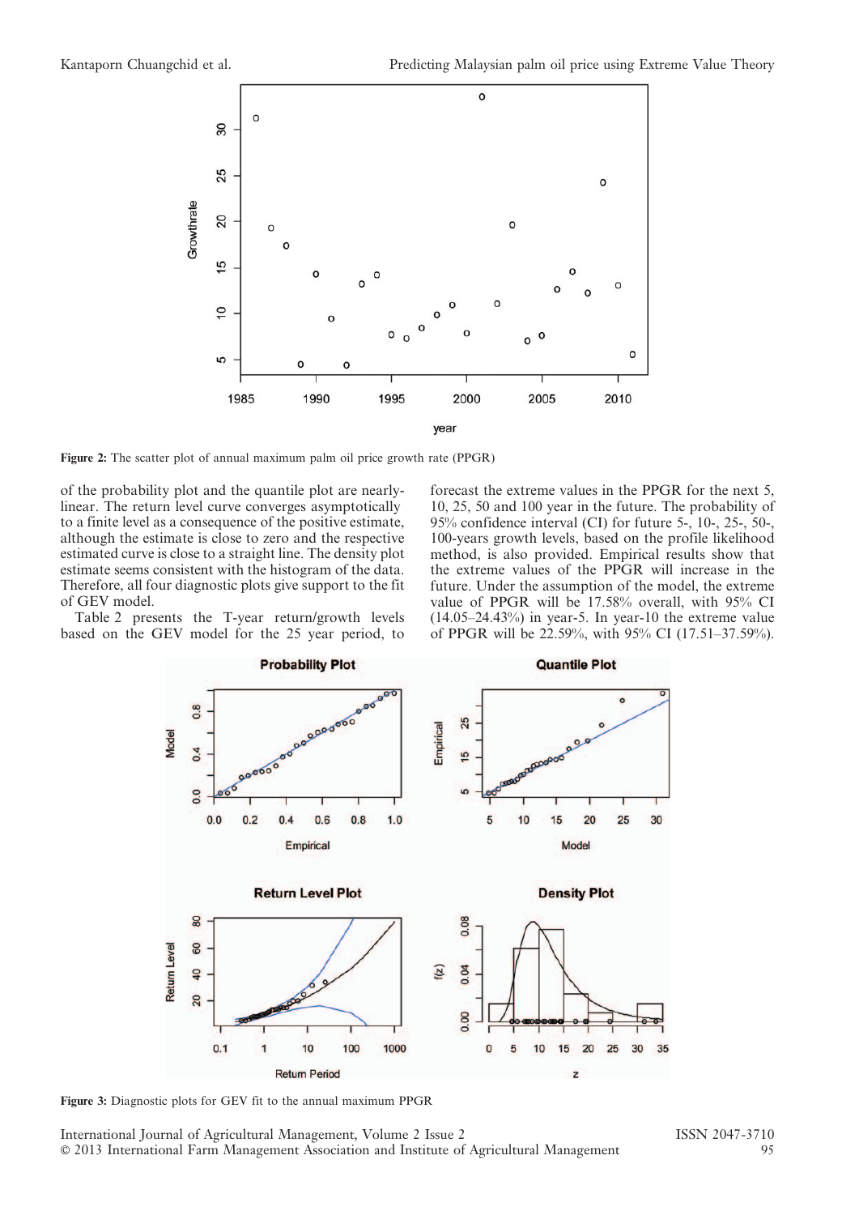Growthrate

30

25

20

15

10

5

1985 1990 1995 2000 2005 2010

year

**Figure 2:** The scatter plot of annual maximum palm oil price growth rate (PPGR)

of the probability plot and the quantile plot are nearly-linear. The return level curve converges asymptotically to a finite level as a consequence of the positive estimate, although the estimate is close to zero and the respective estimated curve is close to a straight line. The density plot estimate seems consistent with the histogram of the data. Therefore, all four diagnostic plots give support to the fit of GEV model.

Table 2 presents the T-year return/growth levels based on the GEV model for the 25 year period, to forecast the extreme values in the PPGR for the next 5, 10, 25, 50 and 100 year in the future. The probability of 95% confidence interval (CI) for future 5-, 10-, 25-, 50-, 100-years growth levels, based on the profile likelihood method, is also provided. Empirical results show that the extreme values of the PPGR will increase in the future. Under the assumption of the model, the extreme value of PPGR will be 17.58% overall, with 95% CI (14.05–24.43%) in year-5. In year-10 the extreme value of PPGR will be 22.59%, with 95% CI (17.51–37.59%).

Probability Plot

Model

0.0 0.4 0.8

0.0 0.2 0.4 0.6 0.8 1.0

Empirical

Quantile Plot

Empirical

5 15 25

5 10 15 20 25 30

Model

Return Level Plot

Return Level

20 40 60 80

0.1 1 10 100 1000

Return Period

Density Plot

f(z)

0.00 0.04 0.08

0 5 10 15 20 25 30 35

z

**Figure 3:** Diagnostic plots for GEV fit to the annual maximum PPGR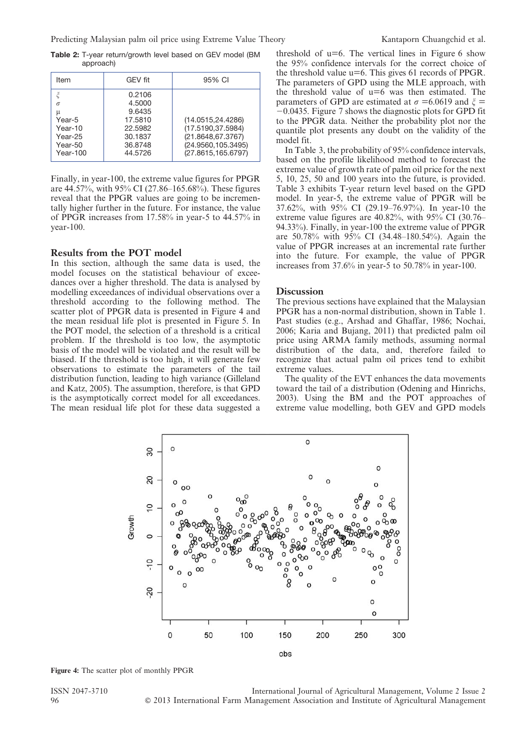**Table 2:** T-year return/growth level based on GEV model (BM approach)

| Item | GEV fit | 95% CI |
|---|---|---|
| $\xi$ | 0.2106 | |
| $\sigma$ | 4.5000 | |
| $\mu$ | 9.6435 | |
| Year-5 | 17.5810 | (14.0515,24.4286) |
| Year-10 | 22.5982 | (17.5190,37.5984) |
| Year-25 | 30.1837 | (21.8648,67.3767) |
| Year-50 | 36.8748 | (24.9560,105.3495) |
| Year-100 | 44.5726 | (27.8615,165.6797) |

Finally, in year-100, the extreme value figures for PPGR are 44.57%, with 95% CI (27.86–165.68%). These figures reveal that the PPGR values are going to be incrementally higher further in the future. For instance, the value of PPGR increases from 17.58% in year-5 to 44.57% in year-100.

### Results from the POT model

In this section, although the same data is used, the model focuses on the statistical behaviour of exceedances over a higher threshold. The data is analysed by modelling exceedances of individual observations over a threshold according to the following method. The scatter plot of PPGR data is presented in Figure 4 and the mean residual life plot is presented in Figure 5. In the POT model, the selection of a threshold is a critical problem. If the threshold is too low, the asymptotic basis of the model will be violated and the result will be biased. If the threshold is too high, it will generate few observations to estimate the parameters of the tail distribution function, leading to high variance (Gilleland and Katz, 2005). The assumption, therefore, is that GPD is the asymptotically correct model for all exceedances. The mean residual life plot for these data suggested a threshold of u=6. The vertical lines in Figure 6 show the 95% confidence intervals for the correct choice of the threshold value u=6. This gives 61 records of PPGR. The parameters of GPD using the MLE approach, with the threshold value of u=6 was then estimated. The parameters of GPD are estimated at $\sigma$ =6.0619 and $\xi$ = −0.0435. Figure 7 shows the diagnostic plots for GPD fit to the PPGR data. Neither the probability plot nor the quantile plot presents any doubt on the validity of the model fit.

In Table 3, the probability of 95% confidence intervals, based on the profile likelihood method to forecast the extreme value of growth rate of palm oil price for the next 5, 10, 25, 50 and 100 years into the future, is provided. Table 3 exhibits T-year return level based on the GPD model. In year-5, the extreme value of PPGR will be 37.62%, with 95% CI (29.19–76.97%). In year-10 the extreme value figures are 40.82%, with 95% CI (30.76–94.33%). Finally, in year-100 the extreme value of PPGR are 50.78% with 95% CI (34.48–180.54%). Again the value of PPGR increases at an incremental rate further into the future. For example, the value of PPGR increases from 37.6% in year-5 to 50.78% in year-100.

### Discussion

The previous sections have explained that the Malaysian PPGR has a non-normal distribution, shown in Table 1. Past studies (e.g., Arshad and Ghaffar, 1986; Nochai, 2006; Karia and Bujang, 2011) that predicted palm oil price using ARMA family methods, assuming normal distribution of the data, and, therefore failed to recognize that actual palm oil prices tend to exhibit extreme values.

The quality of the EVT enhances the data movements toward the tail of a distribution (Odening and Hinrichs, 2003). Using the BM and the POT approaches of extreme value modelling, both GEV and GPD models

Growth
30
20
10
0
-10
-20
0
50
100
150
200
250
300
obs

**Figure 4:** The scatter plot of monthly PPGR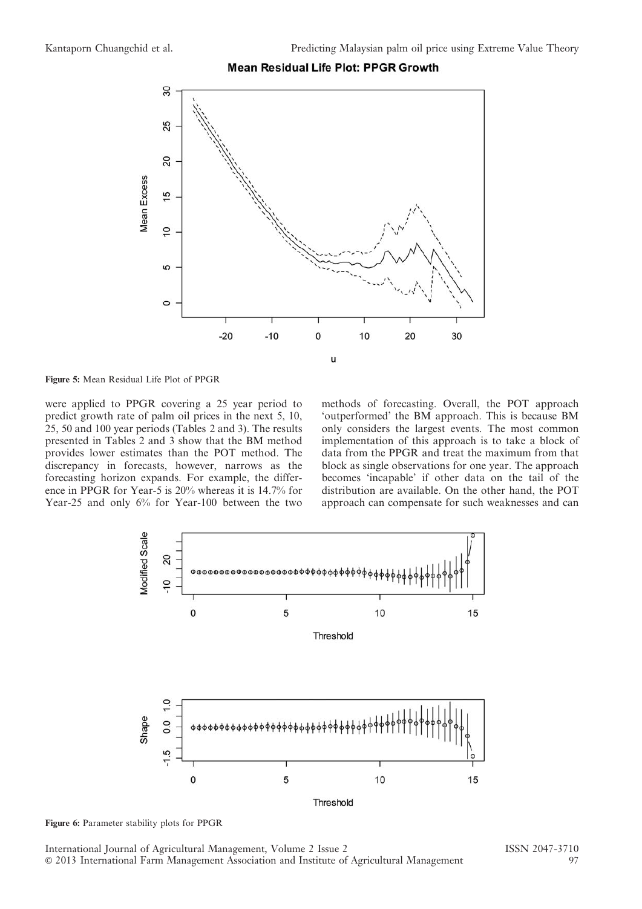Mean Residual Life Plot: PPGR Growth

Mean Excess

u

Figure 5: Mean Residual Life Plot of PPGR

were applied to PPGR covering a 25 year period to predict growth rate of palm oil prices in the next 5, 10, 25, 50 and 100 year periods (Tables 2 and 3). The results presented in Tables 2 and 3 show that the BM method provides lower estimates than the POT method. The discrepancy in forecasts, however, narrows as the forecasting horizon expands. For example, the difference in PPGR for Year-5 is 20% whereas it is 14.7% for Year-25 and only 6% for Year-100 between the two methods of forecasting. Overall, the POT approach 'outperformed' the BM approach. This is because BM only considers the largest events. The most common implementation of this approach is to take a block of data from the PPGR and treat the maximum from that block as single observations for one year. The approach becomes 'incapable' if other data on the tail of the distribution are available. On the other hand, the POT approach can compensate for such weaknesses and can

Modified Scale

Threshold

Shape

Threshold

Figure 6: Parameter stability plots for PPGR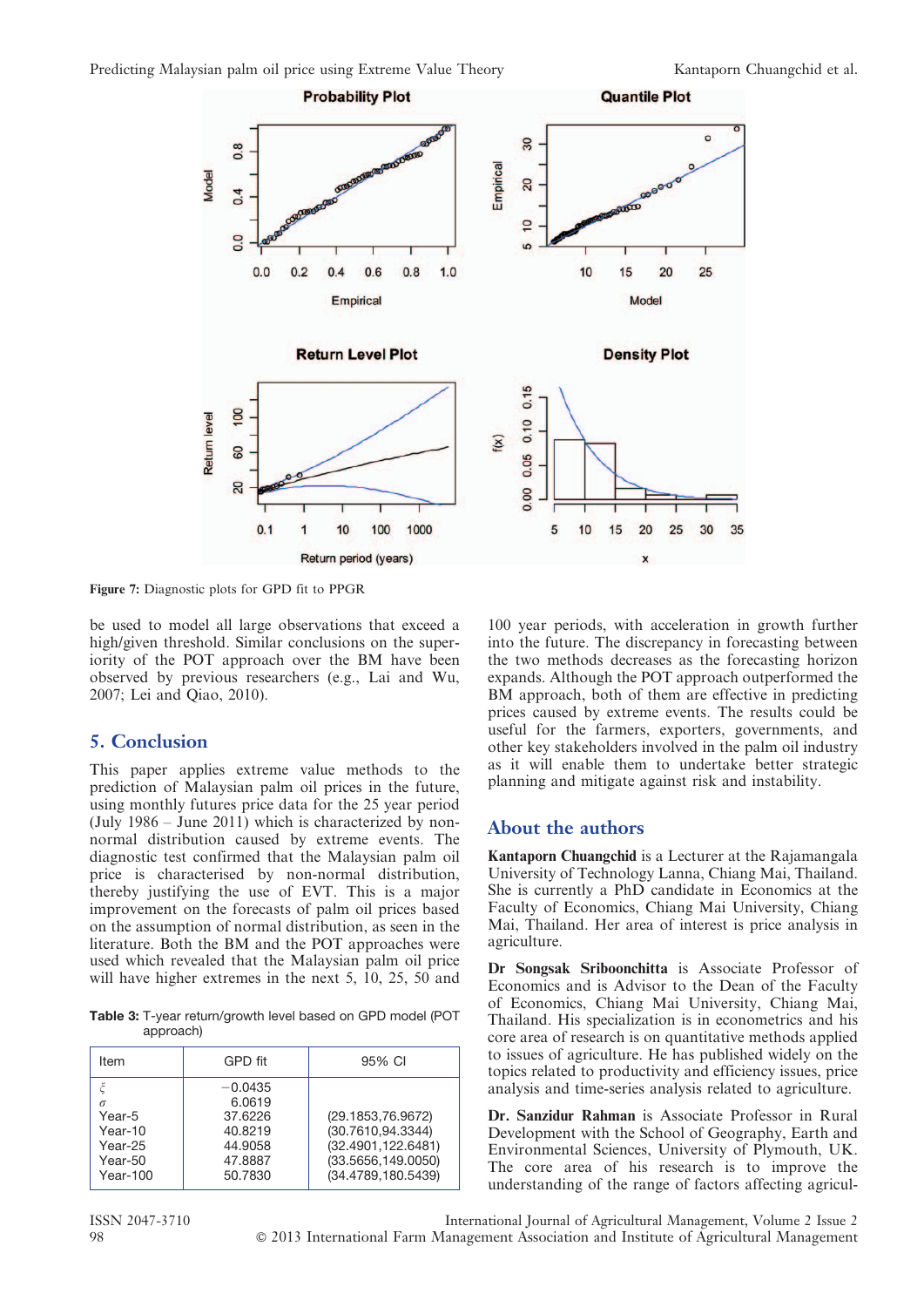Probability Plot

Model

0.0 0.4 0.8

0.0 0.2 0.4 0.6 0.8 1.0

Empirical

Quantile Plot

Empirical

5 10 20 30

10 15 20 25

Model

Return Level Plot

Return level

20 60 100

0.1 1 10 100 1000

Return period (years)

Density Plot

f(x)

0.00 0.05 0.10 0.15

5 10 15 20 25 30 35

x

**Figure 7:** Diagnostic plots for GPD fit to PPGR

be used to model all large observations that exceed a high/given threshold. Similar conclusions on the superiority of the POT approach over the BM have been observed by previous researchers (e.g., Lai and Wu, 2007; Lei and Qiao, 2010).

## 5. Conclusion

This paper applies extreme value methods to the prediction of Malaysian palm oil prices in the future, using monthly futures price data for the 25 year period (July 1986 – June 2011) which is characterized by non-normal distribution caused by extreme events. The diagnostic test confirmed that the Malaysian palm oil price is characterised by non-normal distribution, thereby justifying the use of EVT. This is a major improvement on the forecasts of palm oil prices based on the assumption of normal distribution, as seen in the literature. Both the BM and the POT approaches were used which revealed that the Malaysian palm oil price will have higher extremes in the next 5, 10, 25, 50 and 100 year periods, with acceleration in growth further into the future. The discrepancy in forecasting between the two methods decreases as the forecasting horizon expands. Although the POT approach outperformed the BM approach, both of them are effective in predicting prices caused by extreme events. The results could be useful for the farmers, exporters, governments, and other key stakeholders involved in the palm oil industry as it will enable them to undertake better strategic planning and mitigate against risk and instability.

**Table 3:** T-year return/growth level based on GPD model (POT approach)

| Item | GPD fit | 95% CI |
|---|---|---|
| $\xi$ | −0.0435 | |
| $\sigma$ | 6.0619 | |
| Year-5 | 37.6226 | (29.1853,76.9672) |
| Year-10 | 40.8219 | (30.7610,94.3344) |
| Year-25 | 44.9058 | (32.4901,122.6481) |
| Year-50 | 47.8887 | (33.5656,149.0050) |
| Year-100 | 50.7830 | (34.4789,180.5439) |

## About the authors

**Kantaporn Chuangchid** is a Lecturer at the Rajamangala University of Technology Lanna, Chiang Mai, Thailand. She is currently a PhD candidate in Economics at the Faculty of Economics, Chiang Mai University, Chiang Mai, Thailand. Her area of interest is price analysis in agriculture.

**Dr Songsak Sriboonchitta** is Associate Professor of Economics and is Advisor to the Dean of the Faculty of Economics, Chiang Mai University, Chiang Mai, Thailand. His specialization is in econometrics and his core area of research is on quantitative methods applied to issues of agriculture. He has published widely on the topics related to productivity and efficiency issues, price analysis and time-series analysis related to agriculture.

**Dr. Sanzidur Rahman** is Associate Professor in Rural Development with the School of Geography, Earth and Environmental Sciences, University of Plymouth, UK. The core area of his research is to improve the understanding of the range of factors affecting agricul-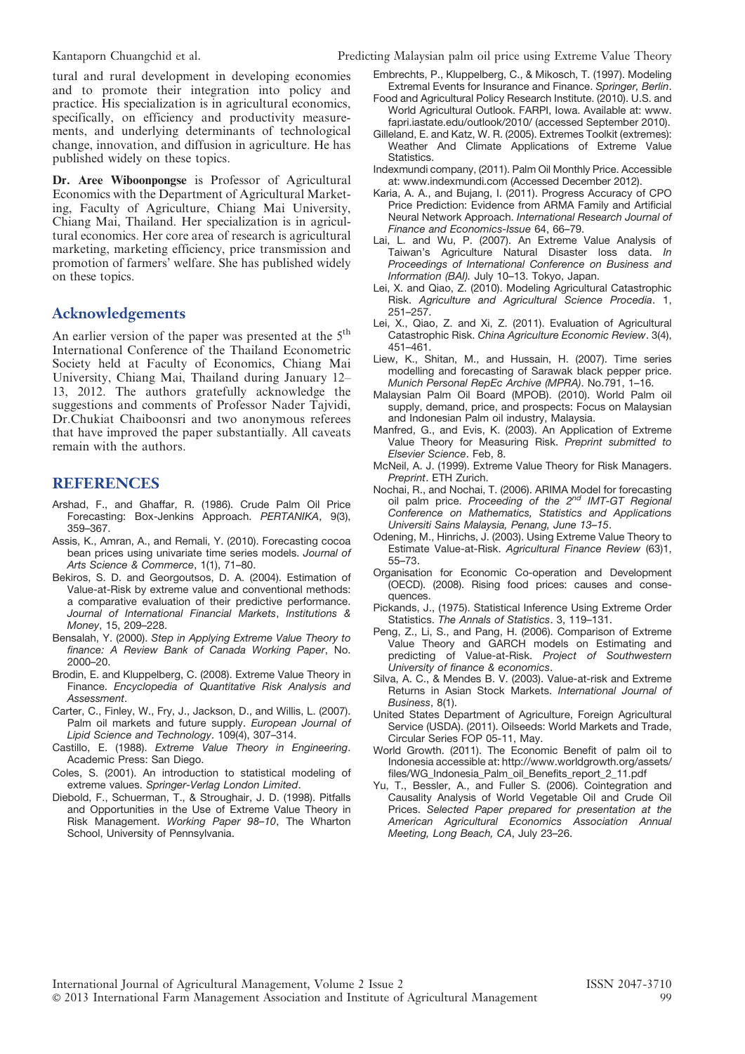tural and rural development in developing economies and to promote their integration into policy and practice. His specialization is in agricultural economics, specifically, on efficiency and productivity measurements, and underlying determinants of technological change, innovation, and diffusion in agriculture. He has published widely on these topics.

**Dr. Aree Wiboonpongse** is Professor of Agricultural Economics with the Department of Agricultural Marketing, Faculty of Agriculture, Chiang Mai University, Chiang Mai, Thailand. Her specialization is in agricultural economics. Her core area of research is agricultural marketing, marketing efficiency, price transmission and promotion of farmers' welfare. She has published widely on these topics.

## Acknowledgements

An earlier version of the paper was presented at the 5th International Conference of the Thailand Econometric Society held at Faculty of Economics, Chiang Mai University, Chiang Mai, Thailand during January 12–13, 2012. The authors gratefully acknowledge the suggestions and comments of Professor Nader Tajvidi, Dr.Chukiat Chaiboonsri and two anonymous referees that have improved the paper substantially. All caveats remain with the authors.

## REFERENCES

Arshad, F., and Ghaffar, R. (1986). Crude Palm Oil Price Forecasting: Box-Jenkins Approach. *PERTANIKA*, 9(3), 359–367.

Assis, K., Amran, A., and Remali, Y. (2010). Forecasting cocoa bean prices using univariate time series models. *Journal of Arts Science & Commerce*, 1(1), 71–80.

Bekiros, S. D. and Georgoutsos, D. A. (2004). Estimation of Value-at-Risk by extreme value and conventional methods: a comparative evaluation of their predictive performance. *Journal of International Financial Markets, Institutions & Money*, 15, 209–228.

Bensalah, Y. (2000). *Step in Applying Extreme Value Theory to finance: A Review Bank of Canada Working Paper*, No. 2000–20.

Brodin, E. and Kluppelberg, C. (2008). Extreme Value Theory in Finance. *Encyclopedia of Quantitative Risk Analysis and Assessment*.

Carter, C., Finley, W., Fry, J., Jackson, D., and Willis, L. (2007). Palm oil markets and future supply. *European Journal of Lipid Science and Technology*. 109(4), 307–314.

Castillo, E. (1988). *Extreme Value Theory in Engineering*. Academic Press: San Diego.

Coles, S. (2001). An introduction to statistical modeling of extreme values. *Springer-Verlag London Limited*.

Diebold, F., Schuerman, T., & Stroughair, J. D. (1998). Pitfalls and Opportunities in the Use of Extreme Value Theory in Risk Management. *Working Paper 98–10*, The Wharton School, University of Pennsylvania.

Embrechts, P., Kluppelberg, C., & Mikosch, T. (1997). Modeling Extremal Events for Insurance and Finance. *Springer, Berlin*.

Food and Agricultural Policy Research Institute. (2010). U.S. and World Agricultural Outlook. FARPI, Iowa. Available at: www.fapri.iastate.edu/outlook/2010/ (accessed September 2010).

Gilleland, E. and Katz, W. R. (2005). Extremes Toolkit (extremes): Weather And Climate Applications of Extreme Value Statistics.

Indexmundi company, (2011). Palm Oil Monthly Price. Accessible at: www.indexmundi.com (Accessed December 2012).

Karia, A. A., and Bujang, I. (2011). Progress Accuracy of CPO Price Prediction: Evidence from ARMA Family and Artificial Neural Network Approach. *International Research Journal of Finance and Economics-Issue* 64, 66–79.

Lai, L. and Wu, P. (2007). An Extreme Value Analysis of Taiwan's Agriculture Natural Disaster loss data. *In Proceedings of International Conference on Business and Information (BAI).* July 10–13. Tokyo, Japan.

Lei, X. and Qiao, Z. (2010). Modeling Agricultural Catastrophic Risk. *Agriculture and Agricultural Science Procedia*. 1, 251–257.

Lei, X., Qiao, Z. and Xi, Z. (2011). Evaluation of Agricultural Catastrophic Risk. *China Agriculture Economic Review*. 3(4), 451–461.

Liew, K., Shitan, M., and Hussain, H. (2007). Time series modelling and forecasting of Sarawak black pepper price. *Munich Personal RepEc Archive (MPRA)*. No.791, 1–16.

Malaysian Palm Oil Board (MPOB). (2010). World Palm oil supply, demand, price, and prospects: Focus on Malaysian and Indonesian Palm oil industry, Malaysia.

Manfred, G., and Evis, K. (2003). An Application of Extreme Value Theory for Measuring Risk. *Preprint submitted to Elsevier Science*. Feb, 8.

McNeil, A. J. (1999). Extreme Value Theory for Risk Managers. *Preprint*. ETH Zurich.

Nochai, R., and Nochai, T. (2006). ARIMA Model for forecasting oil palm price. *Proceeding of the 2nd IMT-GT Regional Conference on Mathematics, Statistics and Applications Universiti Sains Malaysia, Penang, June 13–15*.

Odening, M., Hinrichs, J. (2003). Using Extreme Value Theory to Estimate Value-at-Risk. *Agricultural Finance Review* (63)1, 55–73.

Organisation for Economic Co-operation and Development (OECD). (2008). Rising food prices: causes and consequences.

Pickands, J., (1975). Statistical Inference Using Extreme Order Statistics. *The Annals of Statistics*. 3, 119–131.

Peng, Z., Li, S., and Pang, H. (2006). Comparison of Extreme Value Theory and GARCH models on Estimating and predicting of Value-at-Risk. *Project of Southwestern University of finance & economics*.

Silva, A. C., & Mendes B. V. (2003). Value-at-risk and Extreme Returns in Asian Stock Markets. *International Journal of Business*, 8(1).

United States Department of Agriculture, Foreign Agricultural Service (USDA). (2011). Oilseeds: World Markets and Trade, Circular Series FOP 05-11, May.

World Growth. (2011). The Economic Benefit of palm oil to Indonesia accessible at: http://www.worldgrowth.org/assets/files/WG_Indonesia_Palm_oil_Benefits_report_2_11.pdf

Yu, T., Bessler, A., and Fuller S. (2006). Cointegration and Causality Analysis of World Vegetable Oil and Crude Oil Prices. *Selected Paper prepared for presentation at the American Agricultural Economics Association Annual Meeting, Long Beach, CA*, July 23–26.